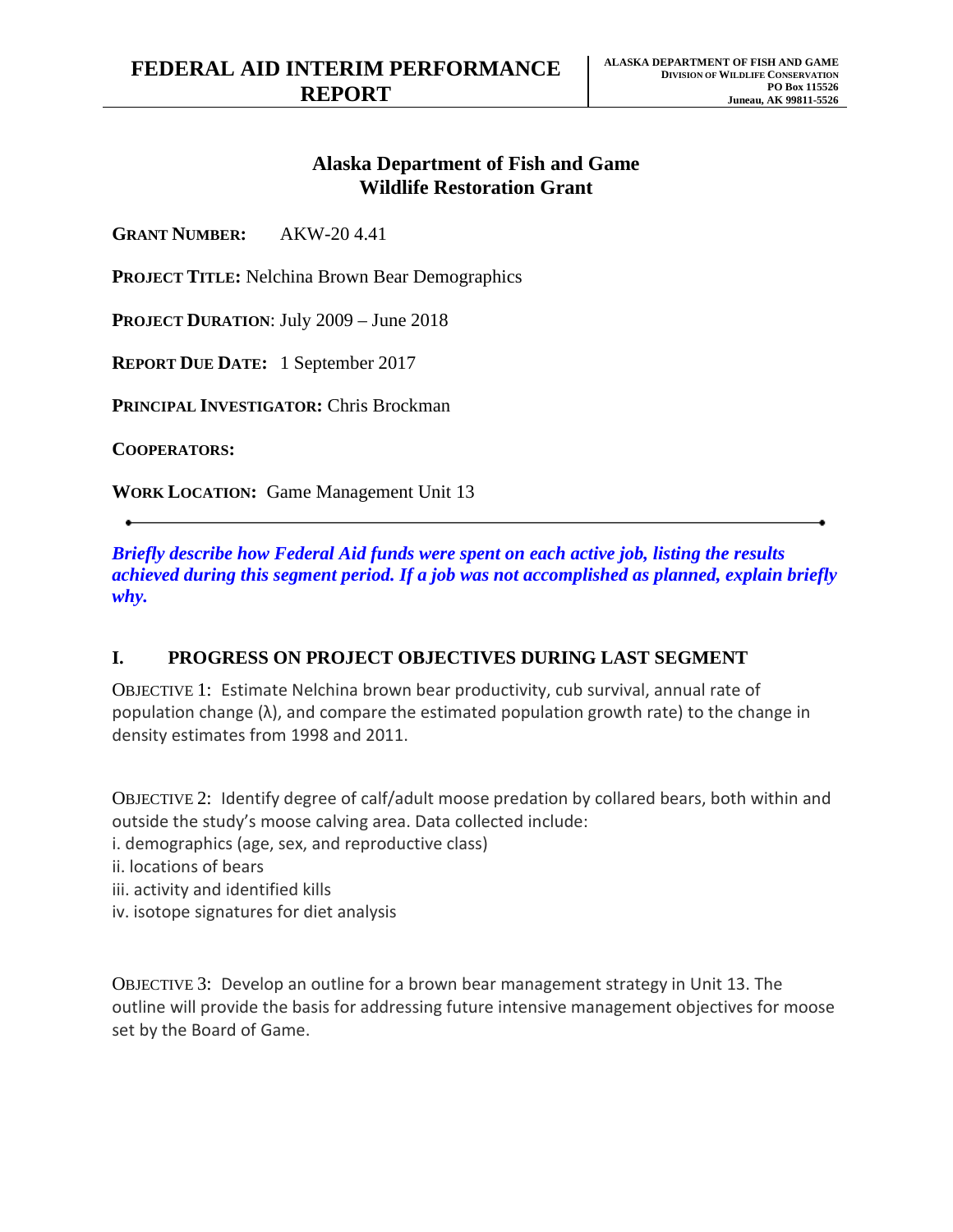# FEDERAL AID INTERIM PERFORMANCE REPORT

**ALASKA DEPARTMENT OF FISH AND GAME**
**DIVISION OF WILDLIFE CONSERVATION**
**PO Box 115526**
**Juneau, AK 99811-5526**

## Alaska Department of Fish and Game
## Wildlife Restoration Grant

**GRANT NUMBER:** AKW-20 4.41

**PROJECT TITLE:** Nelchina Brown Bear Demographics

**PROJECT DURATION**: July 2009 – June 2018

**REPORT DUE DATE:** 1 September 2017

**PRINCIPAL INVESTIGATOR:** Chris Brockman

**COOPERATORS:**

**WORK LOCATION:** Game Management Unit 13

---

***Briefly describe how Federal Aid funds were spent on each active job, listing the results achieved during this segment period. If a job was not accomplished as planned, explain briefly why.***

## I. PROGRESS ON PROJECT OBJECTIVES DURING LAST SEGMENT

OBJECTIVE 1: Estimate Nelchina brown bear productivity, cub survival, annual rate of population change (λ), and compare the estimated population growth rate) to the change in density estimates from 1998 and 2011.

OBJECTIVE 2: Identify degree of calf/adult moose predation by collared bears, both within and outside the study's moose calving area. Data collected include:
i. demographics (age, sex, and reproductive class)
ii. locations of bears
iii. activity and identified kills
iv. isotope signatures for diet analysis

OBJECTIVE 3: Develop an outline for a brown bear management strategy in Unit 13. The outline will provide the basis for addressing future intensive management objectives for moose set by the Board of Game.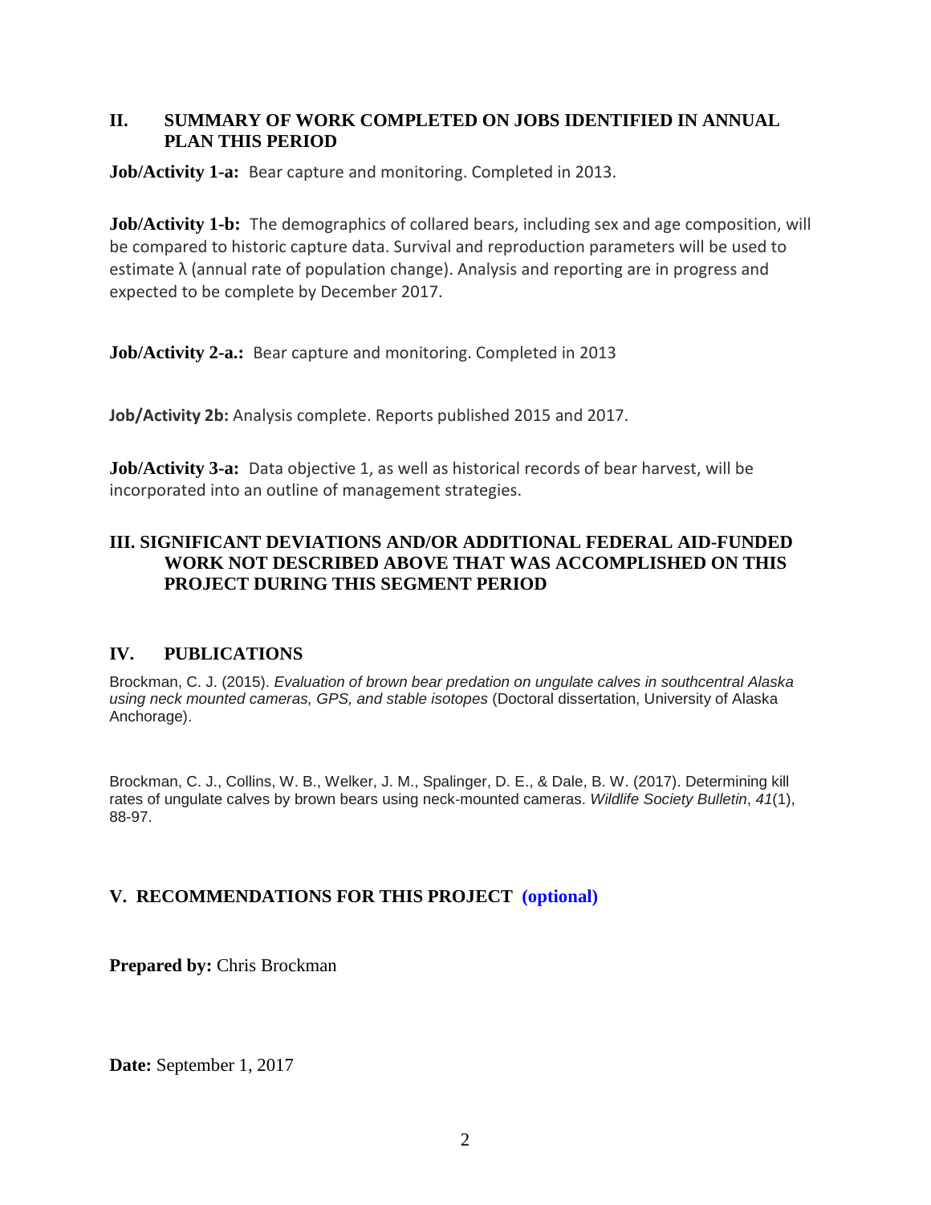## II. SUMMARY OF WORK COMPLETED ON JOBS IDENTIFIED IN ANNUAL PLAN THIS PERIOD

**Job/Activity 1-a:** Bear capture and monitoring. Completed in 2013.

**Job/Activity 1-b:** The demographics of collared bears, including sex and age composition, will be compared to historic capture data. Survival and reproduction parameters will be used to estimate $\lambda$ (annual rate of population change). Analysis and reporting are in progress and expected to be complete by December 2017.

**Job/Activity 2-a.:** Bear capture and monitoring. Completed in 2013

**Job/Activity 2b:** Analysis complete. Reports published 2015 and 2017.

**Job/Activity 3-a:** Data objective 1, as well as historical records of bear harvest, will be incorporated into an outline of management strategies.

## III. SIGNIFICANT DEVIATIONS AND/OR ADDITIONAL FEDERAL AID-FUNDED WORK NOT DESCRIBED ABOVE THAT WAS ACCOMPLISHED ON THIS PROJECT DURING THIS SEGMENT PERIOD

## IV. PUBLICATIONS

Brockman, C. J. (2015). *Evaluation of brown bear predation on ungulate calves in southcentral Alaska using neck mounted cameras, GPS, and stable isotopes* (Doctoral dissertation, University of Alaska Anchorage).

Brockman, C. J., Collins, W. B., Welker, J. M., Spalinger, D. E., & Dale, B. W. (2017). Determining kill rates of ungulate calves by brown bears using neck-mounted cameras. *Wildlife Society Bulletin*, *41*(1), 88-97.

## V. RECOMMENDATIONS FOR THIS PROJECT (optional)

**Prepared by:** Chris Brockman

**Date:** September 1, 2017